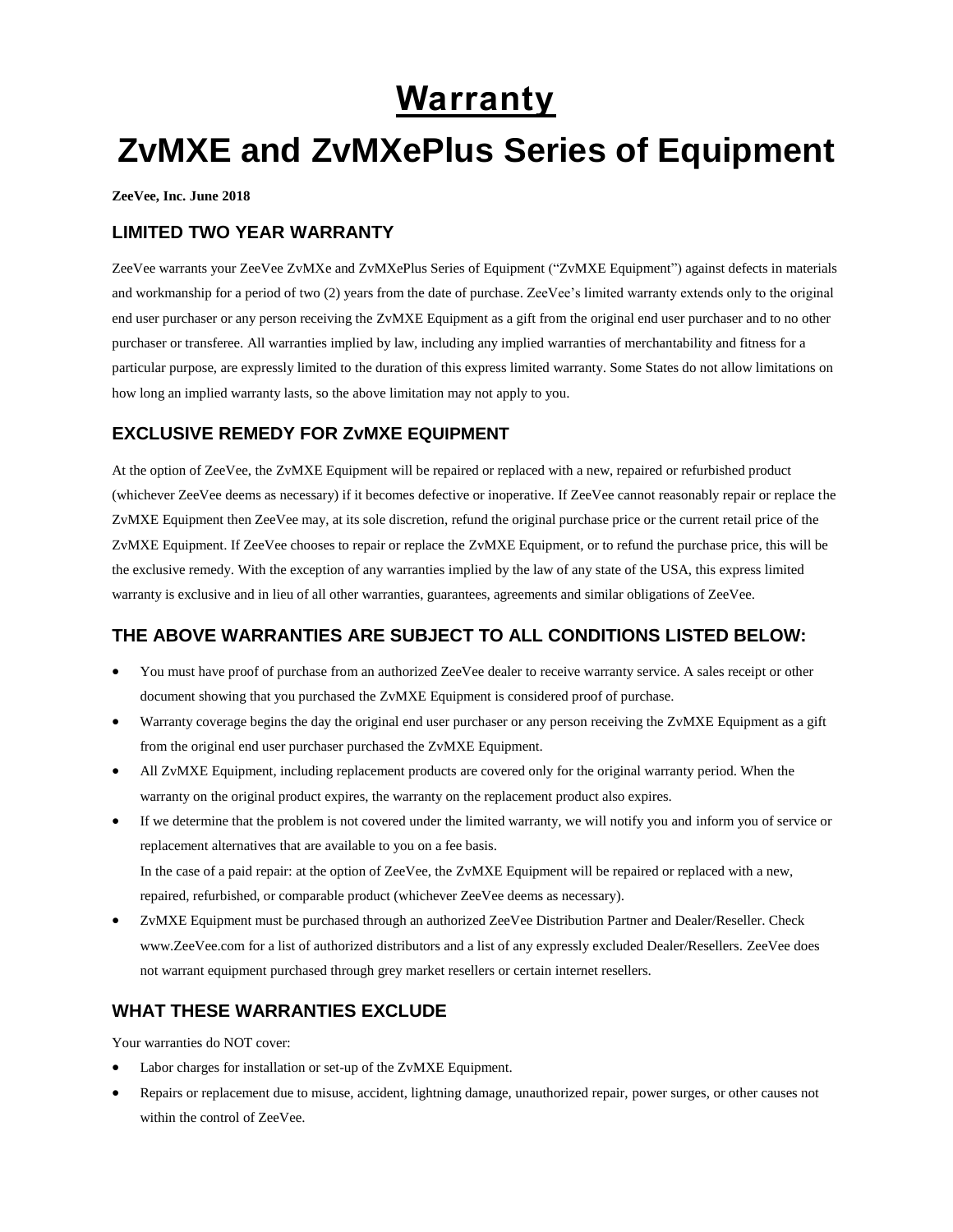# Warranty

# ZvMXE and ZvMXePlus Series of Equipment

**ZeeVee, Inc. June 2018**

## LIMITED TWO YEAR WARRANTY

ZeeVee warrants your ZeeVee ZvMXe and ZvMXePlus Series of Equipment ("ZvMXE Equipment") against defects in materials and workmanship for a period of two (2) years from the date of purchase. ZeeVee's limited warranty extends only to the original end user purchaser or any person receiving the ZvMXE Equipment as a gift from the original end user purchaser and to no other purchaser or transferee. All warranties implied by law, including any implied warranties of merchantability and fitness for a particular purpose, are expressly limited to the duration of this express limited warranty. Some States do not allow limitations on how long an implied warranty lasts, so the above limitation may not apply to you.

## EXCLUSIVE REMEDY FOR ZvMXE EQUIPMENT

At the option of ZeeVee, the ZvMXE Equipment will be repaired or replaced with a new, repaired or refurbished product (whichever ZeeVee deems as necessary) if it becomes defective or inoperative. If ZeeVee cannot reasonably repair or replace the ZvMXE Equipment then ZeeVee may, at its sole discretion, refund the original purchase price or the current retail price of the ZvMXE Equipment. If ZeeVee chooses to repair or replace the ZvMXE Equipment, or to refund the purchase price, this will be the exclusive remedy. With the exception of any warranties implied by the law of any state of the USA, this express limited warranty is exclusive and in lieu of all other warranties, guarantees, agreements and similar obligations of ZeeVee.

## THE ABOVE WARRANTIES ARE SUBJECT TO ALL CONDITIONS LISTED BELOW:

- You must have proof of purchase from an authorized ZeeVee dealer to receive warranty service. A sales receipt or other document showing that you purchased the ZvMXE Equipment is considered proof of purchase.
- Warranty coverage begins the day the original end user purchaser or any person receiving the ZvMXE Equipment as a gift from the original end user purchaser purchased the ZvMXE Equipment.
- All ZvMXE Equipment, including replacement products are covered only for the original warranty period. When the warranty on the original product expires, the warranty on the replacement product also expires.
- If we determine that the problem is not covered under the limited warranty, we will notify you and inform you of service or replacement alternatives that are available to you on a fee basis.
  In the case of a paid repair: at the option of ZeeVee, the ZvMXE Equipment will be repaired or replaced with a new, repaired, refurbished, or comparable product (whichever ZeeVee deems as necessary).
- ZvMXE Equipment must be purchased through an authorized ZeeVee Distribution Partner and Dealer/Reseller. Check www.ZeeVee.com for a list of authorized distributors and a list of any expressly excluded Dealer/Resellers. ZeeVee does not warrant equipment purchased through grey market resellers or certain internet resellers.

## WHAT THESE WARRANTIES EXCLUDE

Your warranties do NOT cover:

- Labor charges for installation or set-up of the ZvMXE Equipment.
- Repairs or replacement due to misuse, accident, lightning damage, unauthorized repair, power surges, or other causes not within the control of ZeeVee.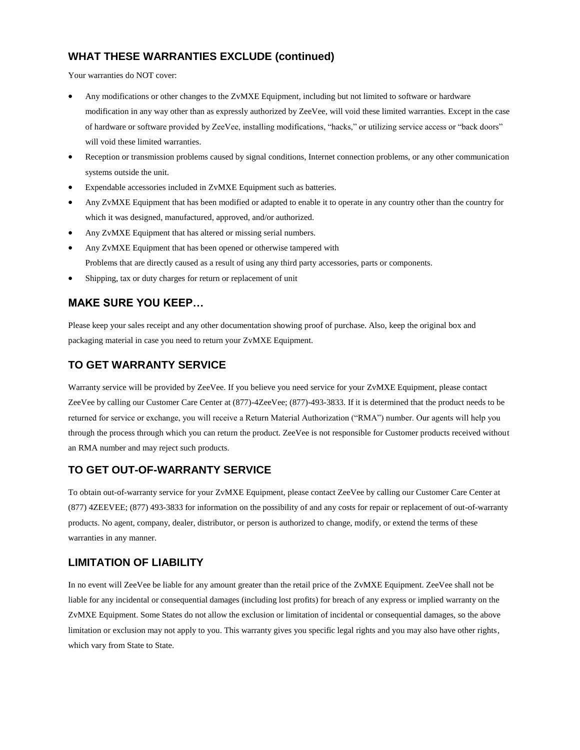## WHAT THESE WARRANTIES EXCLUDE (continued)

Your warranties do NOT cover:

- Any modifications or other changes to the ZvMXE Equipment, including but not limited to software or hardware modification in any way other than as expressly authorized by ZeeVee, will void these limited warranties. Except in the case of hardware or software provided by ZeeVee, installing modifications, "hacks," or utilizing service access or "back doors" will void these limited warranties.
- Reception or transmission problems caused by signal conditions, Internet connection problems, or any other communication systems outside the unit.
- Expendable accessories included in ZvMXE Equipment such as batteries.
- Any ZvMXE Equipment that has been modified or adapted to enable it to operate in any country other than the country for which it was designed, manufactured, approved, and/or authorized.
- Any ZvMXE Equipment that has altered or missing serial numbers.
- Any ZvMXE Equipment that has been opened or otherwise tampered with
  Problems that are directly caused as a result of using any third party accessories, parts or components.
- Shipping, tax or duty charges for return or replacement of unit

## MAKE SURE YOU KEEP…

Please keep your sales receipt and any other documentation showing proof of purchase. Also, keep the original box and packaging material in case you need to return your ZvMXE Equipment.

## TO GET WARRANTY SERVICE

Warranty service will be provided by ZeeVee. If you believe you need service for your ZvMXE Equipment, please contact ZeeVee by calling our Customer Care Center at (877)-4ZeeVee; (877)-493-3833. If it is determined that the product needs to be returned for service or exchange, you will receive a Return Material Authorization ("RMA") number. Our agents will help you through the process through which you can return the product. ZeeVee is not responsible for Customer products received without an RMA number and may reject such products.

## TO GET OUT-OF-WARRANTY SERVICE

To obtain out-of-warranty service for your ZvMXE Equipment, please contact ZeeVee by calling our Customer Care Center at (877) 4ZEEVEE; (877) 493-3833 for information on the possibility of and any costs for repair or replacement of out-of-warranty products. No agent, company, dealer, distributor, or person is authorized to change, modify, or extend the terms of these warranties in any manner.

## LIMITATION OF LIABILITY

In no event will ZeeVee be liable for any amount greater than the retail price of the ZvMXE Equipment. ZeeVee shall not be liable for any incidental or consequential damages (including lost profits) for breach of any express or implied warranty on the ZvMXE Equipment. Some States do not allow the exclusion or limitation of incidental or consequential damages, so the above limitation or exclusion may not apply to you. This warranty gives you specific legal rights and you may also have other rights, which vary from State to State.